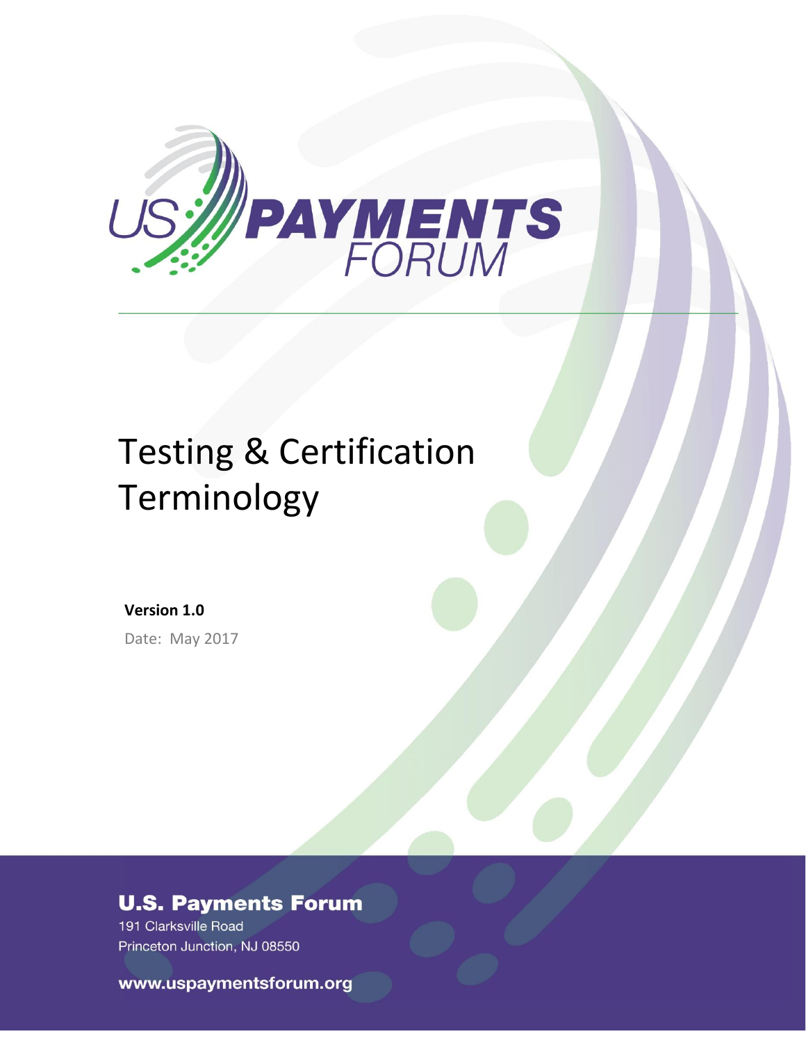# Testing & Certification Terminology

**Version 1.0**

Date: May 2017

**U.S. Payments Forum**

191 Clarksville Road

Princeton Junction, NJ 08550

**www.uspaymentsforum.org**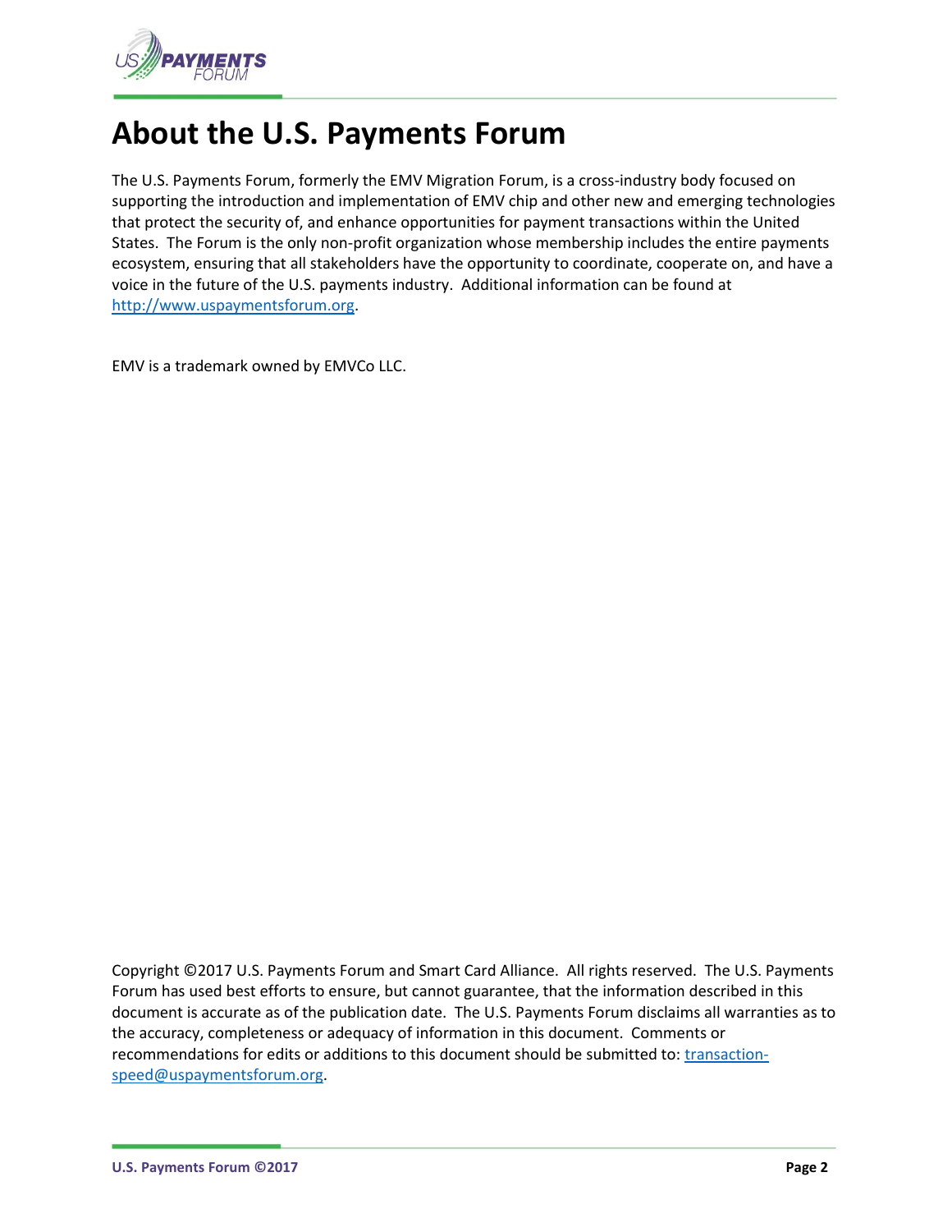# About the U.S. Payments Forum

The U.S. Payments Forum, formerly the EMV Migration Forum, is a cross-industry body focused on supporting the introduction and implementation of EMV chip and other new and emerging technologies that protect the security of, and enhance opportunities for payment transactions within the United States. The Forum is the only non-profit organization whose membership includes the entire payments ecosystem, ensuring that all stakeholders have the opportunity to coordinate, cooperate on, and have a voice in the future of the U.S. payments industry. Additional information can be found at http://www.uspaymentsforum.org.

EMV is a trademark owned by EMVCo LLC.

Copyright ©2017 U.S. Payments Forum and Smart Card Alliance. All rights reserved. The U.S. Payments Forum has used best efforts to ensure, but cannot guarantee, that the information described in this document is accurate as of the publication date. The U.S. Payments Forum disclaims all warranties as to the accuracy, completeness or adequacy of information in this document. Comments or recommendations for edits or additions to this document should be submitted to: transaction-speed@uspaymentsforum.org.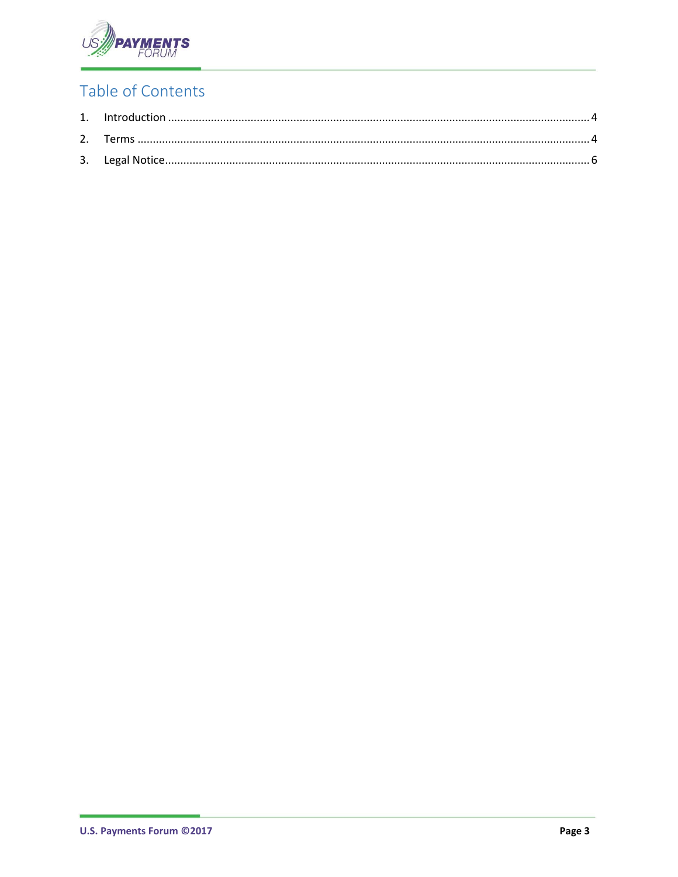# Table of Contents

1. Introduction ........................................................................................................................................ 4
2. Terms ................................................................................................................................................. 4
3. Legal Notice......................................................................................................................................... 6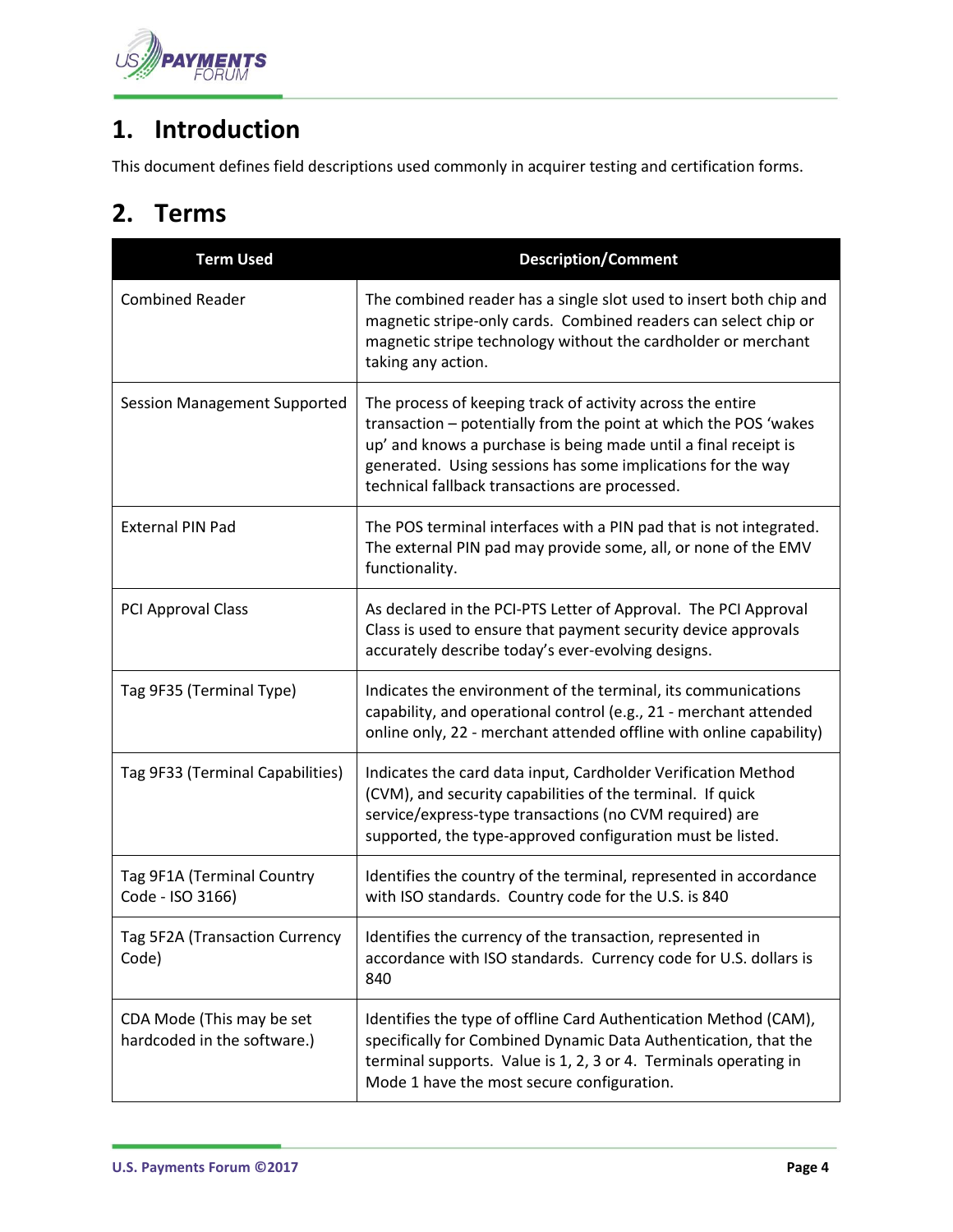# 1. Introduction

This document defines field descriptions used commonly in acquirer testing and certification forms.

# 2. Terms

| Term Used | Description/Comment |
|---|---|
| Combined Reader | The combined reader has a single slot used to insert both chip and magnetic stripe-only cards. Combined readers can select chip or magnetic stripe technology without the cardholder or merchant taking any action. |
| Session Management Supported | The process of keeping track of activity across the entire transaction – potentially from the point at which the POS 'wakes up' and knows a purchase is being made until a final receipt is generated. Using sessions has some implications for the way technical fallback transactions are processed. |
| External PIN Pad | The POS terminal interfaces with a PIN pad that is not integrated. The external PIN pad may provide some, all, or none of the EMV functionality. |
| PCI Approval Class | As declared in the PCI-PTS Letter of Approval. The PCI Approval Class is used to ensure that payment security device approvals accurately describe today's ever-evolving designs. |
| Tag 9F35 (Terminal Type) | Indicates the environment of the terminal, its communications capability, and operational control (e.g., 21 - merchant attended online only, 22 - merchant attended offline with online capability) |
| Tag 9F33 (Terminal Capabilities) | Indicates the card data input, Cardholder Verification Method (CVM), and security capabilities of the terminal. If quick service/express-type transactions (no CVM required) are supported, the type-approved configuration must be listed. |
| Tag 9F1A (Terminal Country Code - ISO 3166) | Identifies the country of the terminal, represented in accordance with ISO standards. Country code for the U.S. is 840 |
| Tag 5F2A (Transaction Currency Code) | Identifies the currency of the transaction, represented in accordance with ISO standards. Currency code for U.S. dollars is 840 |
| CDA Mode (This may be set hardcoded in the software.) | Identifies the type of offline Card Authentication Method (CAM), specifically for Combined Dynamic Data Authentication, that the terminal supports. Value is 1, 2, 3 or 4. Terminals operating in Mode 1 have the most secure configuration. |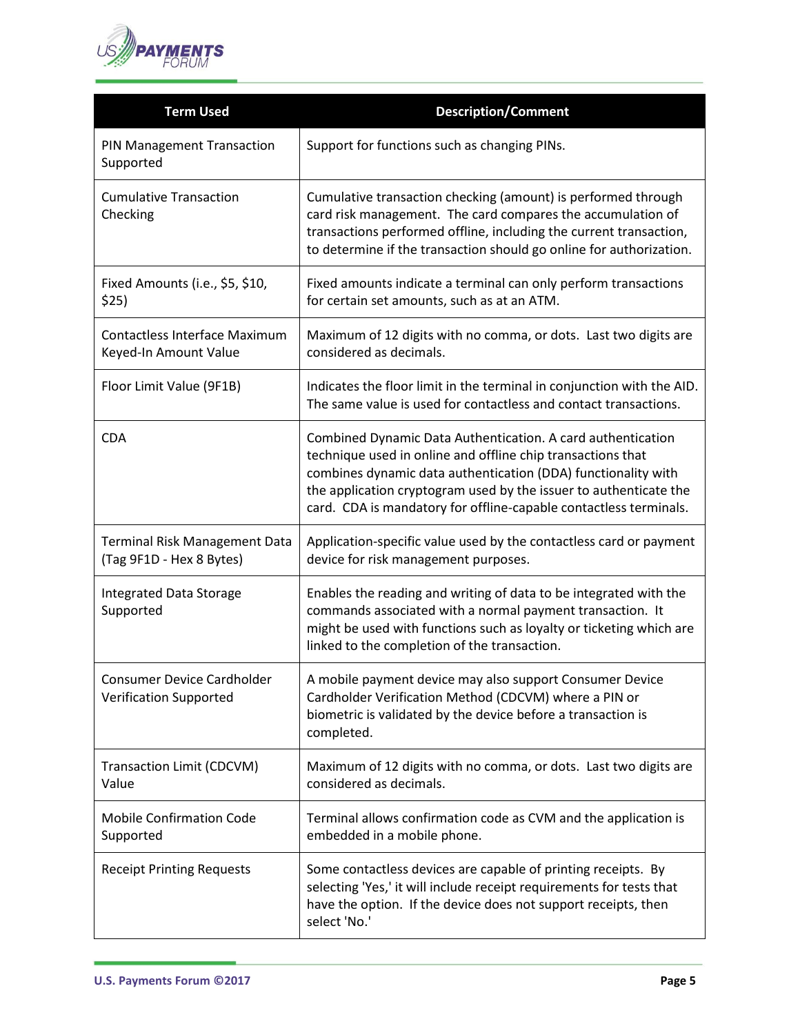| Term Used | Description/Comment |
|---|---|
| PIN Management Transaction Supported | Support for functions such as changing PINs. |
| Cumulative Transaction Checking | Cumulative transaction checking (amount) is performed through card risk management. The card compares the accumulation of transactions performed offline, including the current transaction, to determine if the transaction should go online for authorization. |
| Fixed Amounts (i.e., $5, $10, $25) | Fixed amounts indicate a terminal can only perform transactions for certain set amounts, such as at an ATM. |
| Contactless Interface Maximum Keyed-In Amount Value | Maximum of 12 digits with no comma, or dots. Last two digits are considered as decimals. |
| Floor Limit Value (9F1B) | Indicates the floor limit in the terminal in conjunction with the AID. The same value is used for contactless and contact transactions. |
| CDA | Combined Dynamic Data Authentication. A card authentication technique used in online and offline chip transactions that combines dynamic data authentication (DDA) functionality with the application cryptogram used by the issuer to authenticate the card. CDA is mandatory for offline-capable contactless terminals. |
| Terminal Risk Management Data (Tag 9F1D - Hex 8 Bytes) | Application-specific value used by the contactless card or payment device for risk management purposes. |
| Integrated Data Storage Supported | Enables the reading and writing of data to be integrated with the commands associated with a normal payment transaction. It might be used with functions such as loyalty or ticketing which are linked to the completion of the transaction. |
| Consumer Device Cardholder Verification Supported | A mobile payment device may also support Consumer Device Cardholder Verification Method (CDCVM) where a PIN or biometric is validated by the device before a transaction is completed. |
| Transaction Limit (CDCVM) Value | Maximum of 12 digits with no comma, or dots. Last two digits are considered as decimals. |
| Mobile Confirmation Code Supported | Terminal allows confirmation code as CVM and the application is embedded in a mobile phone. |
| Receipt Printing Requests | Some contactless devices are capable of printing receipts. By selecting 'Yes,' it will include receipt requirements for tests that have the option. If the device does not support receipts, then select 'No.' |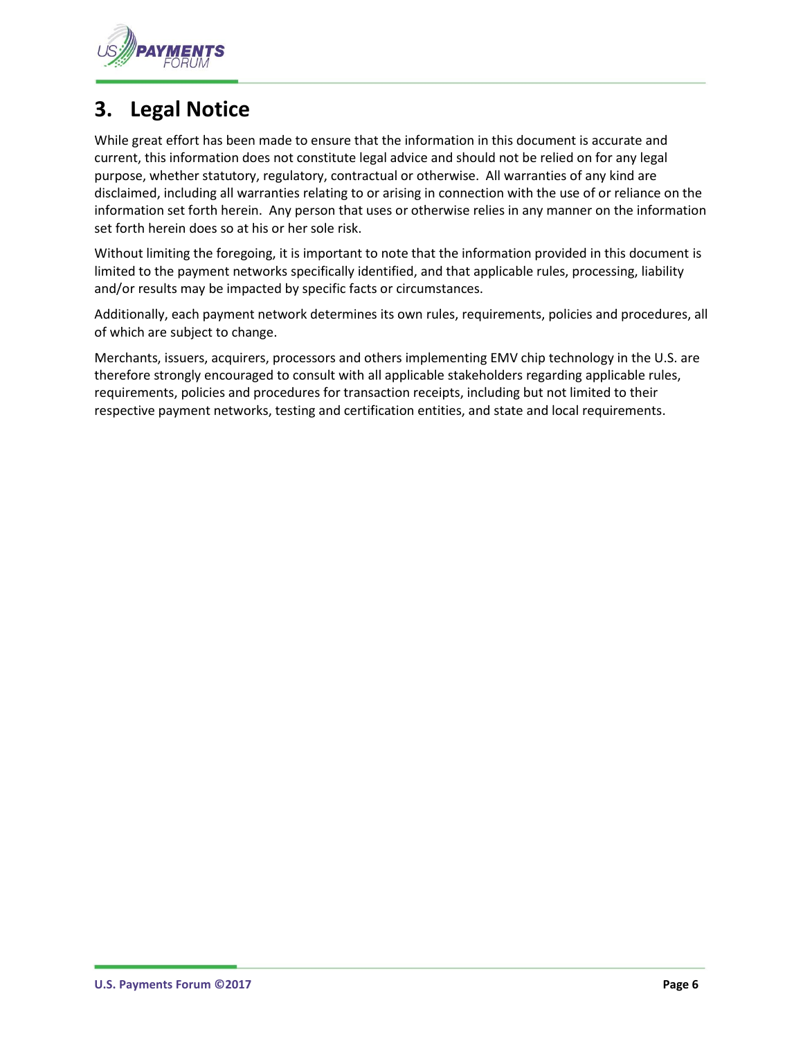# 3. Legal Notice

While great effort has been made to ensure that the information in this document is accurate and current, this information does not constitute legal advice and should not be relied on for any legal purpose, whether statutory, regulatory, contractual or otherwise. All warranties of any kind are disclaimed, including all warranties relating to or arising in connection with the use of or reliance on the information set forth herein. Any person that uses or otherwise relies in any manner on the information set forth herein does so at his or her sole risk.

Without limiting the foregoing, it is important to note that the information provided in this document is limited to the payment networks specifically identified, and that applicable rules, processing, liability and/or results may be impacted by specific facts or circumstances.

Additionally, each payment network determines its own rules, requirements, policies and procedures, all of which are subject to change.

Merchants, issuers, acquirers, processors and others implementing EMV chip technology in the U.S. are therefore strongly encouraged to consult with all applicable stakeholders regarding applicable rules, requirements, policies and procedures for transaction receipts, including but not limited to their respective payment networks, testing and certification entities, and state and local requirements.